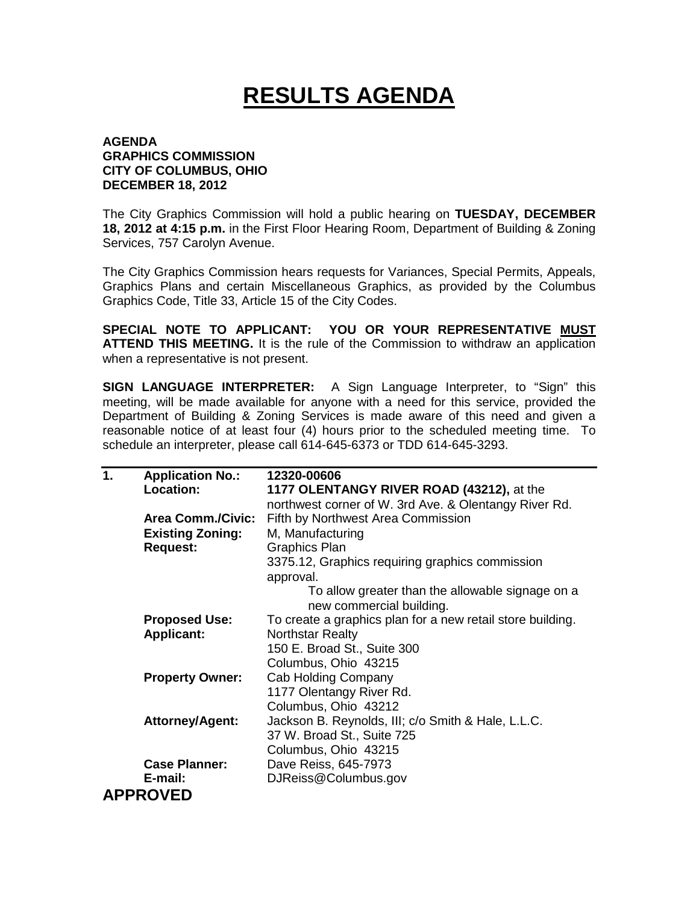# RESULTS AGENDA

**AGENDA**
**GRAPHICS COMMISSION**
**CITY OF COLUMBUS, OHIO**
**DECEMBER 18, 2012**

The City Graphics Commission will hold a public hearing on **TUESDAY, DECEMBER 18, 2012 at 4:15 p.m.** in the First Floor Hearing Room, Department of Building & Zoning Services, 757 Carolyn Avenue.

The City Graphics Commission hears requests for Variances, Special Permits, Appeals, Graphics Plans and certain Miscellaneous Graphics, as provided by the Columbus Graphics Code, Title 33, Article 15 of the City Codes.

**SPECIAL NOTE TO APPLICANT: YOU OR YOUR REPRESENTATIVE MUST ATTEND THIS MEETING.** It is the rule of the Commission to withdraw an application when a representative is not present.

**SIGN LANGUAGE INTERPRETER:** A Sign Language Interpreter, to "Sign" this meeting, will be made available for anyone with a need for this service, provided the Department of Building & Zoning Services is made aware of this need and given a reasonable notice of at least four (4) hours prior to the scheduled meeting time. To schedule an interpreter, please call 614-645-6373 or TDD 614-645-3293.

---

**1. Application No.:** **12320-00606**

**Location:** **1177 OLENTANGY RIVER ROAD (43212),** at the northwest corner of W. 3rd Ave. & Olentangy River Rd.

**Area Comm./Civic:** Fifth by Northwest Area Commission

**Existing Zoning:** M, Manufacturing

**Request:** Graphics Plan
3375.12, Graphics requiring graphics commission approval.
To allow greater than the allowable signage on a new commercial building.

**Proposed Use:** To create a graphics plan for a new retail store building.

**Applicant:** Northstar Realty
150 E. Broad St., Suite 300
Columbus, Ohio 43215

**Property Owner:** Cab Holding Company
1177 Olentangy River Rd.
Columbus, Ohio 43212

**Attorney/Agent:** Jackson B. Reynolds, III; c/o Smith & Hale, L.L.C.
37 W. Broad St., Suite 725
Columbus, Ohio 43215

**Case Planner:** Dave Reiss, 645-7973

**E-mail:** DJReiss@Columbus.gov

**APPROVED**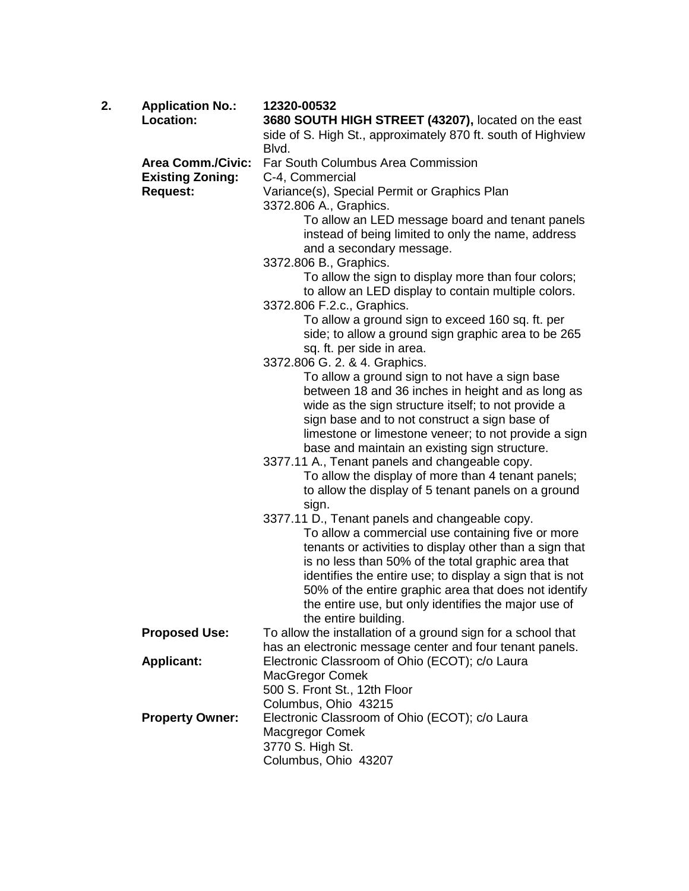**2.** **Application No.:** **12320-00532**

**Location:** **3680 SOUTH HIGH STREET (43207),** located on the east side of S. High St., approximately 870 ft. south of Highview Blvd.

**Area Comm./Civic:** Far South Columbus Area Commission

**Existing Zoning:** C-4, Commercial

**Request:** Variance(s), Special Permit or Graphics Plan

3372.806 A., Graphics.

> To allow an LED message board and tenant panels instead of being limited to only the name, address and a secondary message.

3372.806 B., Graphics.

> To allow the sign to display more than four colors; to allow an LED display to contain multiple colors.

3372.806 F.2.c., Graphics.

> To allow a ground sign to exceed 160 sq. ft. per side; to allow a ground sign graphic area to be 265 sq. ft. per side in area.

3372.806 G. 2. & 4. Graphics.

> To allow a ground sign to not have a sign base between 18 and 36 inches in height and as long as wide as the sign structure itself; to not provide a sign base and to not construct a sign base of limestone or limestone veneer; to not provide a sign base and maintain an existing sign structure.

3377.11 A., Tenant panels and changeable copy.

> To allow the display of more than 4 tenant panels; to allow the display of 5 tenant panels on a ground sign.

3377.11 D., Tenant panels and changeable copy.

> To allow a commercial use containing five or more tenants or activities to display other than a sign that is no less than 50% of the total graphic area that identifies the entire use; to display a sign that is not 50% of the entire graphic area that does not identify the entire use, but only identifies the major use of the entire building.

**Proposed Use:** To allow the installation of a ground sign for a school that has an electronic message center and four tenant panels.

**Applicant:** Electronic Classroom of Ohio (ECOT); c/o Laura MacGregor Comek
500 S. Front St., 12th Floor
Columbus, Ohio 43215

**Property Owner:** Electronic Classroom of Ohio (ECOT); c/o Laura Macgregor Comek
3770 S. High St.
Columbus, Ohio 43207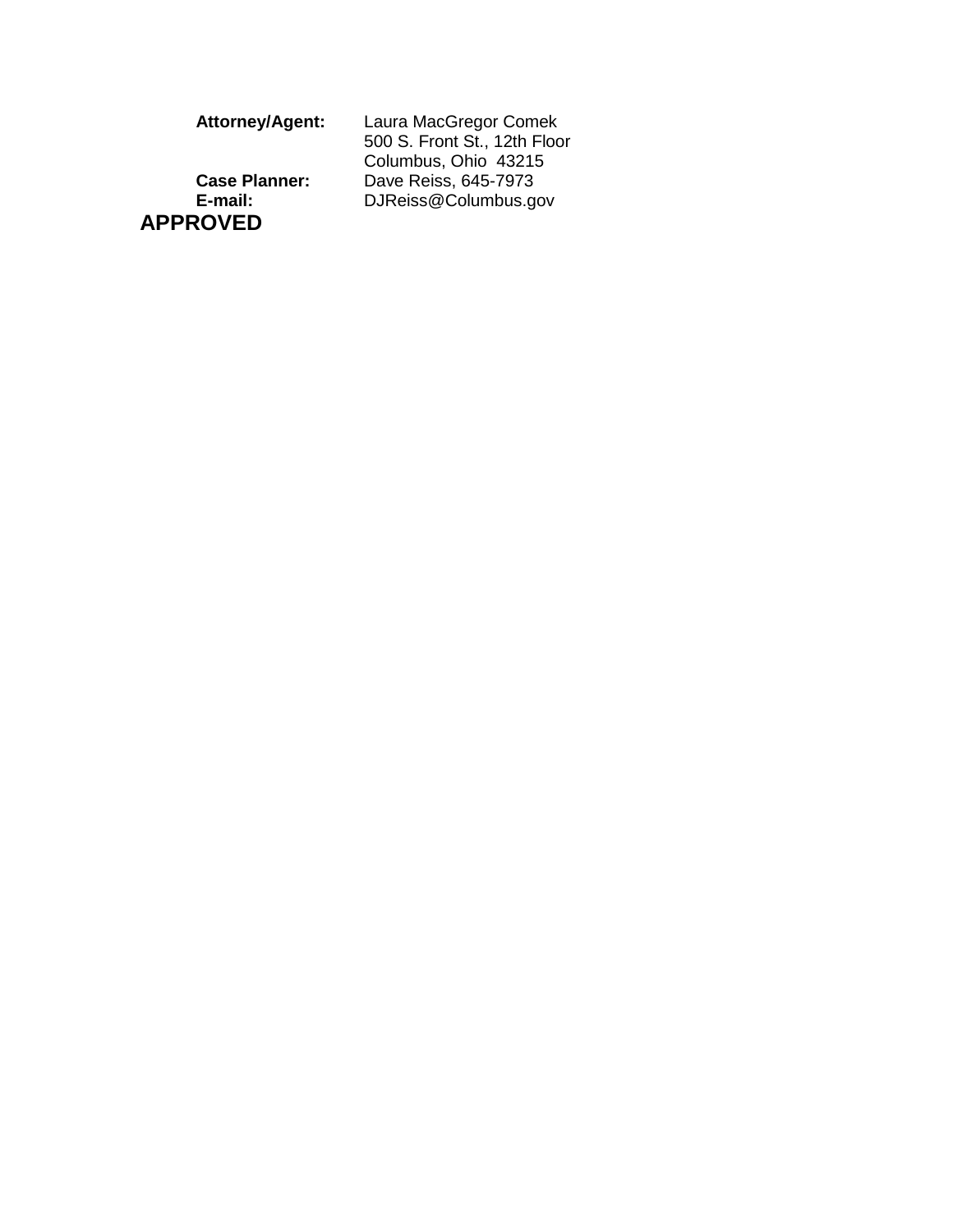| | |
|---|---|
| **Attorney/Agent:** | Laura MacGregor Comek |
| | 500 S. Front St., 12th Floor |
| | Columbus, Ohio 43215 |
| **Case Planner:** | Dave Reiss, 645-7973 |
| **E-mail:** | DJReiss@Columbus.gov |

**APPROVED**